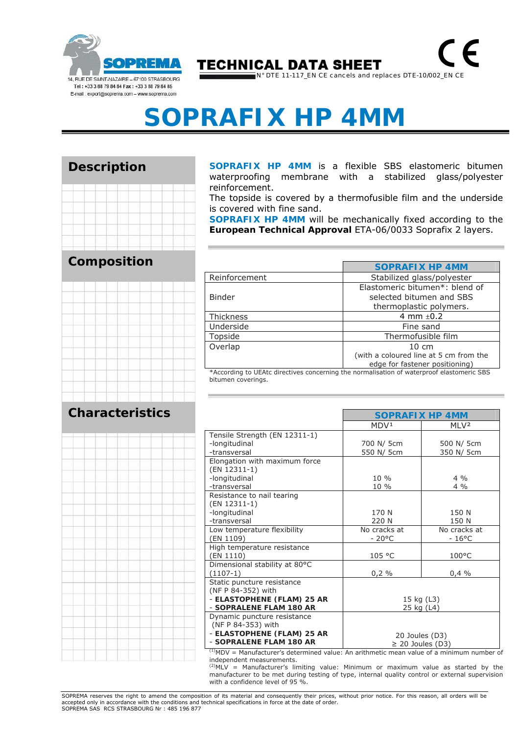SOPREMA

14, RUE DE SAINT-NAZAIRE – 67100 STRASBOURG
Tel : +33 3 88 79 84 84 Fax : +33 3 88 79 84 85
E-mail : export@soprema.com – www.soprema.com

# TECHNICAL DATA SHEET

N° DTE 11-117_EN CE cancels and replaces DTE-10/002_EN CE

CE

# SOPRAFIX HP 4MM

## Description

**SOPRAFIX HP 4MM** is a flexible SBS elastomeric bitumen waterproofing membrane with a stabilized glass/polyester reinforcement.
The topside is covered by a thermofusible film and the underside is covered with fine sand.
**SOPRAFIX HP 4MM** will be mechanically fixed according to the **European Technical Approval** ETA-06/0033 Soprafix 2 layers.

## Composition

| | SOPRAFIX HP 4MM |
|---|---|
| Reinforcement | Stabilized glass/polyester |
| Binder | Elastomeric bitumen*: blend of selected bitumen and SBS thermoplastic polymers. |
| Thickness | 4 mm ±0.2 |
| Underside | Fine sand |
| Topside | Thermofusible film |
| Overlap | 10 cm (with a coloured line at 5 cm from the edge for fastener positioning) |

*According to UEAtc directives concerning the normalisation of waterproof elastomeric SBS bitumen coverings.

## Characteristics

| | SOPRAFIX HP 4MM | |
|---|---|---|
| | MDV[1] | MLV[2] |
| Tensile Strength (EN 12311-1) -longitudinal -transversal | 700 N/ 5cm 550 N/ 5cm | 500 N/ 5cm 350 N/ 5cm |
| Elongation with maximum force (EN 12311-1) -longitudinal -transversal | 10 % 10 % | 4 % 4 % |
| Resistance to nail tearing (EN 12311-1) -longitudinal -transversal | 170 N 220 N | 150 N 150 N |
| Low temperature flexibility (EN 1109) | No cracks at - 20°C | No cracks at - 16°C |
| High temperature resistance (EN 1110) | 105 °C | 100°C |
| Dimensional stability at 80°C (1107-1) | 0,2 % | 0,4 % |
| Static puncture resistance (NF P 84-352) with - **ELASTOPHENE (FLAM) 25 AR** - **SOPRALENE FLAM 180 AR** | 15 kg (L3) 25 kg (L4) | |
| Dynamic puncture resistance (NF P 84-353) with - **ELASTOPHENE (FLAM) 25 AR** - **SOPRALENE FLAM 180 AR** | 20 Joules (D3) ≥ 20 Joules (D3) | |

(1)MDV = Manufacturer's determined value: An arithmetic mean value of a minimum number of independent measurements.
(2)MLV = Manufacturer's limiting value: Minimum or maximum value as started by the manufacturer to be met during testing of type, internal quality control or external supervision with a confidence level of 95 %.

SOPREMA reserves the right to amend the composition of its material and consequently their prices, without prior notice. For this reason, all orders will be accepted only in accordance with the conditions and technical specifications in force at the date of order.
SOPREMA SAS RCS STRASBOURG Nr : 485 196 877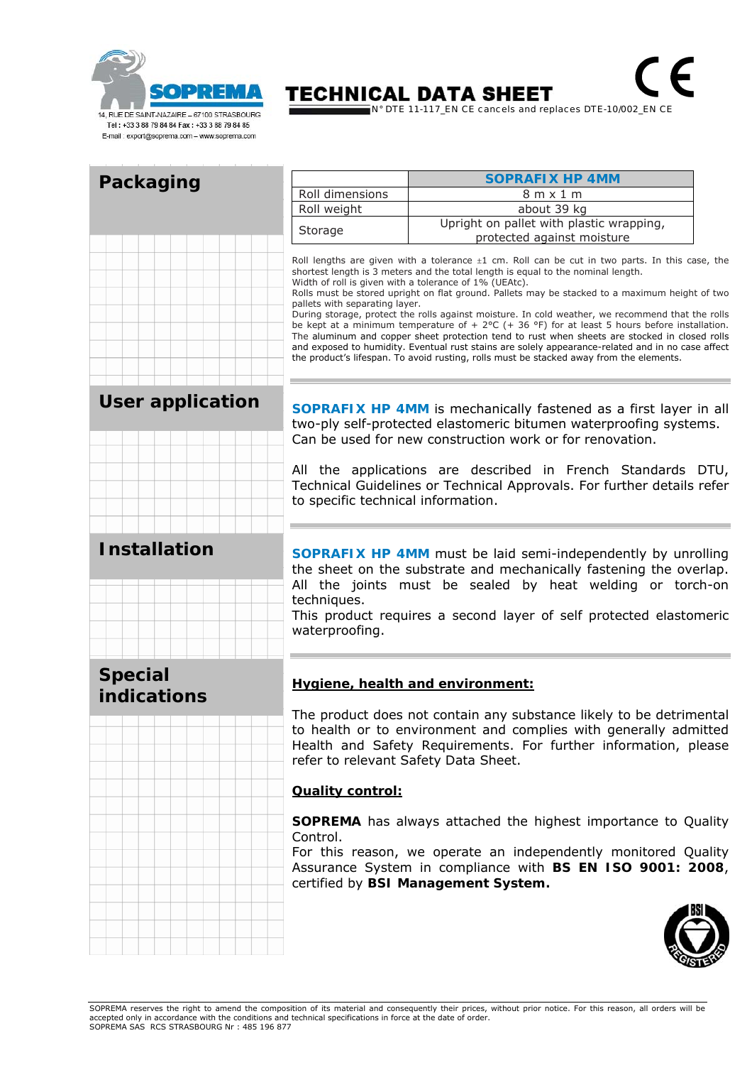# TECHNICAL DATA SHEET

N° DTE 11-117_EN CE cancels and replaces DTE-10/002_EN CE

## Packaging

| | SOPRAFIX HP 4MM |
|---|---|
| Roll dimensions | 8 m x 1 m |
| Roll weight | about 39 kg |
| Storage | Upright on pallet with plastic wrapping, protected against moisture |

Roll lengths are given with a tolerance ±1 cm. Roll can be cut in two parts. In this case, the shortest length is 3 meters and the total length is equal to the nominal length.
Width of roll is given with a tolerance of 1% (UEAtc).
Rolls must be stored upright on flat ground. Pallets may be stacked to a maximum height of two pallets with separating layer.
During storage, protect the rolls against moisture. In cold weather, we recommend that the rolls be kept at a minimum temperature of + 2°C (+ 36 °F) for at least 5 hours before installation.
The aluminum and copper sheet protection tend to rust when sheets are stocked in closed rolls and exposed to humidity. Eventual rust stains are solely appearance-related and in no case affect the product's lifespan. To avoid rusting, rolls must be stacked away from the elements.

## User application

**SOPRAFIX HP 4MM** is mechanically fastened as a first layer in all two-ply self-protected elastomeric bitumen waterproofing systems. Can be used for new construction work or for renovation.

All the applications are described in French Standards DTU, Technical Guidelines or Technical Approvals. For further details refer to specific technical information.

## Installation

**SOPRAFIX HP 4MM** must be laid semi-independently by unrolling the sheet on the substrate and mechanically fastening the overlap. All the joints must be sealed by heat welding or torch-on techniques.
This product requires a second layer of self protected elastomeric waterproofing.

## Special indications

**Hygiene, health and environment:**

The product does not contain any substance likely to be detrimental to health or to environment and complies with generally admitted Health and Safety Requirements. For further information, please refer to relevant Safety Data Sheet.

**Quality control:**

**SOPREMA** has always attached the highest importance to Quality Control.
For this reason, we operate an independently monitored Quality Assurance System in compliance with **BS EN ISO 9001: 2008**, certified by **BSI Management System.**

SOPREMA reserves the right to amend the composition of its material and consequently their prices, without prior notice. For this reason, all orders will be accepted only in accordance with the conditions and technical specifications in force at the date of order.
SOPREMA SAS RCS STRASBOURG Nr : 485 196 877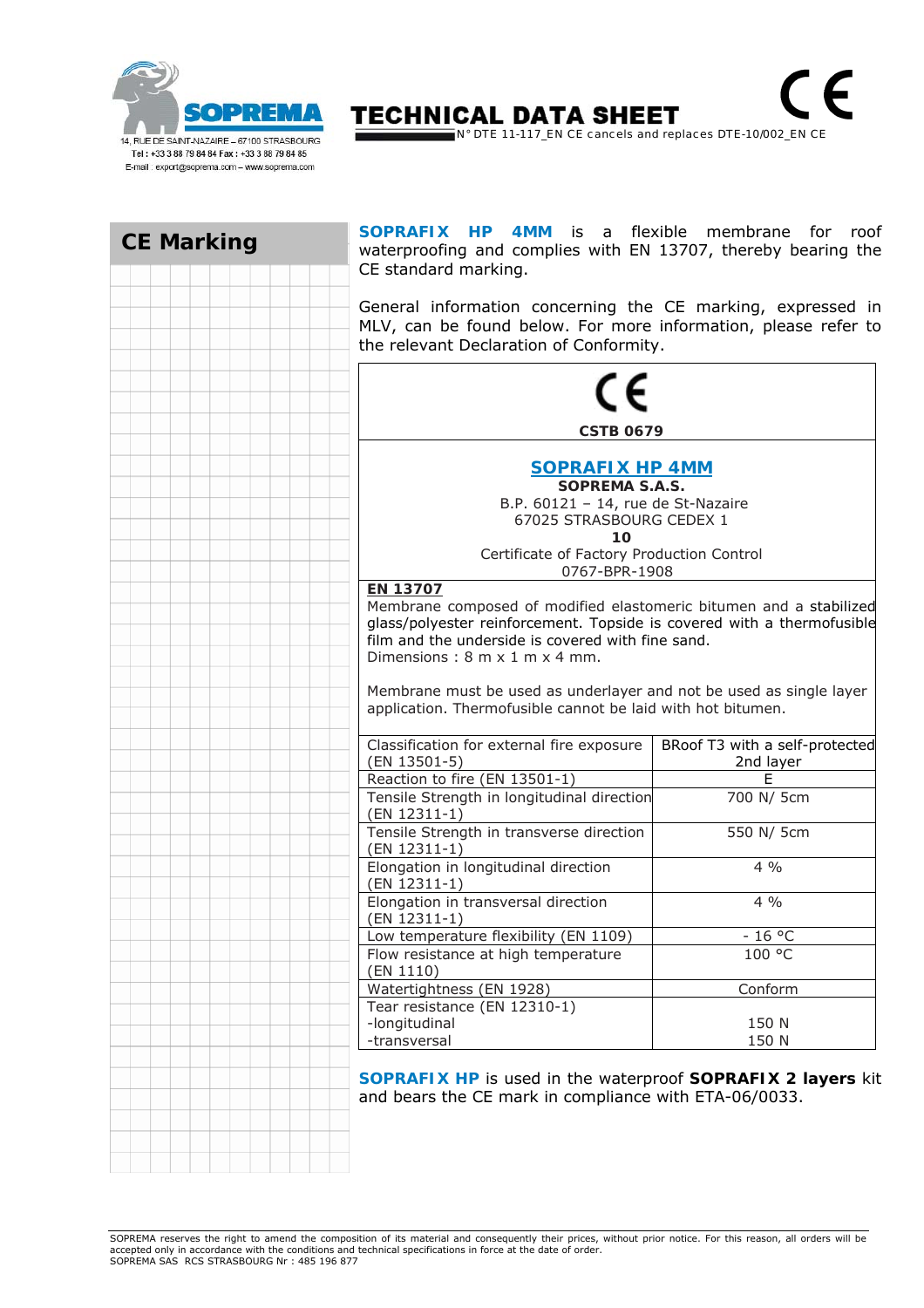# TECHNICAL DATA SHEET

N° DTE 11-117_EN CE cancels and replaces DTE-10/002_EN CE

SOPREMA
14, RUE DE SAINT-NAZAIRE – 67100 STRASBOURG
Tel : +33 3 88 79 84 84 Fax : +33 3 88 79 84 85
E-mail : export@soprema.com – www.soprema.com

## CE Marking

**SOPRAFIX HP 4MM** is a flexible membrane for roof waterproofing and complies with EN 13707, thereby bearing the CE standard marking.

General information concerning the CE marking, expressed in MLV, can be found below. For more information, please refer to the relevant Declaration of Conformity.

CE

**CSTB 0679**

**SOPRAFIX HP 4MM**

**SOPREMA S.A.S.**

B.P. 60121 – 14, rue de St-Nazaire
67025 STRASBOURG CEDEX 1

**10**

Certificate of Factory Production Control
0767-BPR-1908

**EN 13707**

Membrane composed of modified elastomeric bitumen and a stabilized glass/polyester reinforcement. Topside is covered with a thermofusible film and the underside is covered with fine sand.
Dimensions : 8 m x 1 m x 4 mm.

Membrane must be used as underlayer and not be used as single layer application. Thermofusible cannot be laid with hot bitumen.

| | |
|---|---|
| Classification for external fire exposure (EN 13501-5) | BRoof T3 with a self-protected 2nd layer |
| Reaction to fire (EN 13501-1) | E |
| Tensile Strength in longitudinal direction (EN 12311-1) | 700 N/ 5cm |
| Tensile Strength in transverse direction (EN 12311-1) | 550 N/ 5cm |
| Elongation in longitudinal direction (EN 12311-1) | 4 % |
| Elongation in transversal direction (EN 12311-1) | 4 % |
| Low temperature flexibility (EN 1109) | - 16 °C |
| Flow resistance at high temperature (EN 1110) | 100 °C |
| Watertightness (EN 1928) | Conform |
| Tear resistance (EN 12310-1)<br>-longitudinal<br>-transversal | <br>150 N<br>150 N |

**SOPRAFIX HP** is used in the waterproof **SOPRAFIX 2 layers** kit and bears the CE mark in compliance with ETA-06/0033.

SOPREMA reserves the right to amend the composition of its material and consequently their prices, without prior notice. For this reason, all orders will be accepted only in accordance with the conditions and technical specifications in force at the date of order.
SOPREMA SAS RCS STRASBOURG Nr : 485 196 877